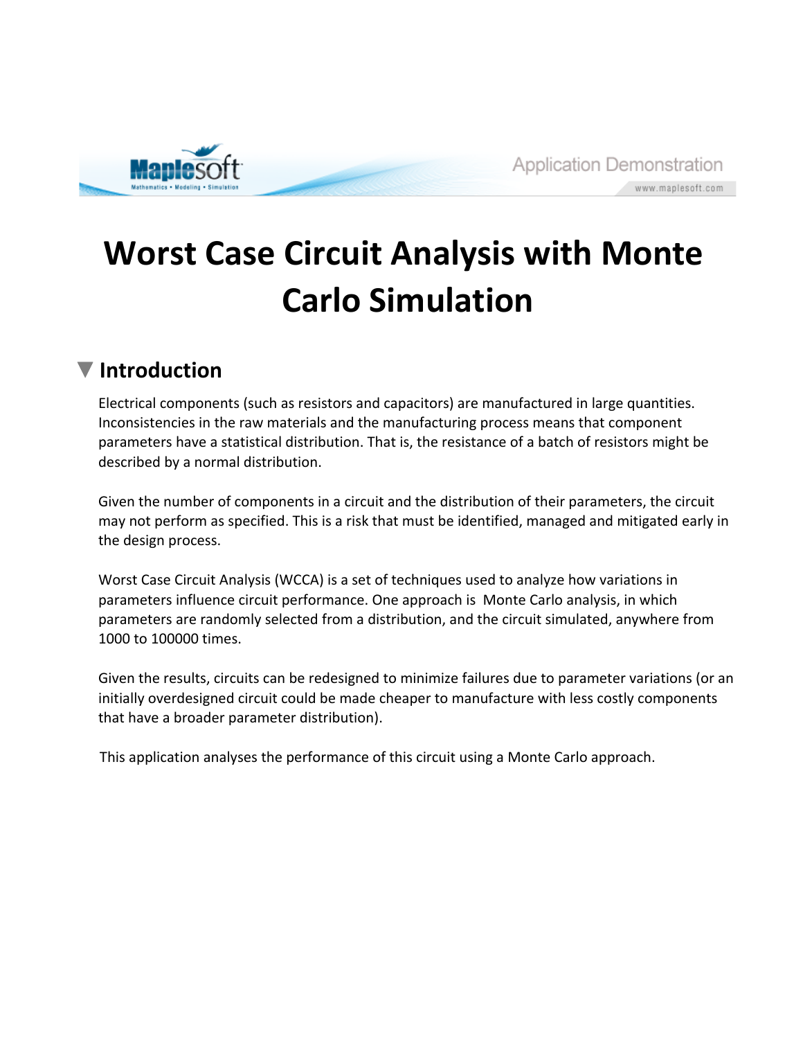# Worst Case Circuit Analysis with Monte Carlo Simulation

## Introduction

Electrical components (such as resistors and capacitors) are manufactured in large quantities. Inconsistencies in the raw materials and the manufacturing process means that component parameters have a statistical distribution. That is, the resistance of a batch of resistors might be described by a normal distribution.

Given the number of components in a circuit and the distribution of their parameters, the circuit may not perform as specified. This is a risk that must be identified, managed and mitigated early in the design process.

Worst Case Circuit Analysis (WCCA) is a set of techniques used to analyze how variations in parameters influence circuit performance. One approach is Monte Carlo analysis, in which parameters are randomly selected from a distribution, and the circuit simulated, anywhere from 1000 to 100000 times.

Given the results, circuits can be redesigned to minimize failures due to parameter variations (or an initially overdesigned circuit could be made cheaper to manufacture with less costly components that have a broader parameter distribution).

This application analyses the performance of this circuit using a Monte Carlo approach.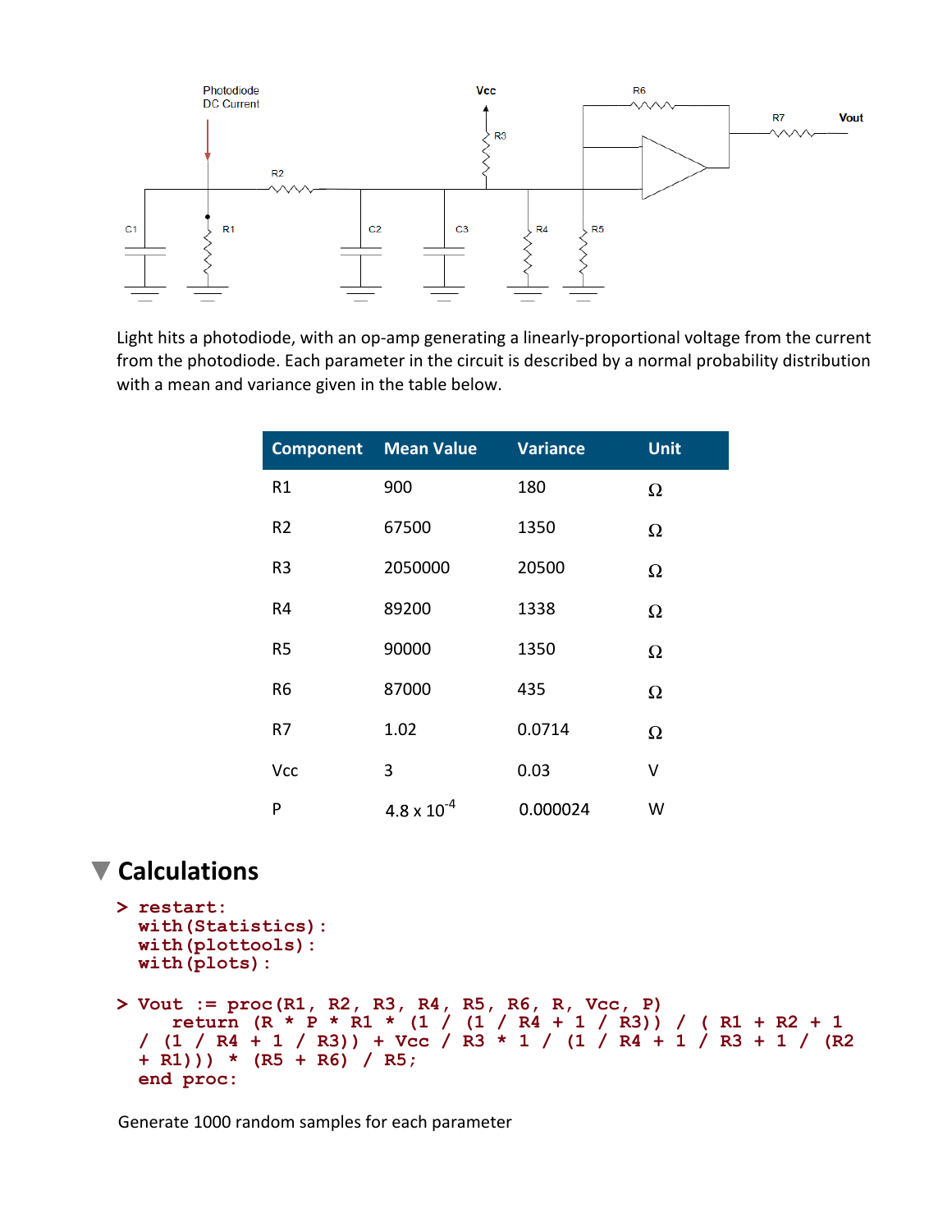Light hits a photodiode, with an op-amp generating a linearly-proportional voltage from the current from the photodiode. Each parameter in the circuit is described by a normal probability distribution with a mean and variance given in the table below.

| Component | Mean Value | Variance | Unit |
|---|---|---|---|
| R1 | 900 | 180 | Ω |
| R2 | 67500 | 1350 | Ω |
| R3 | 2050000 | 20500 | Ω |
| R4 | 89200 | 1338 | Ω |
| R5 | 90000 | 1350 | Ω |
| R6 | 87000 | 435 | Ω |
| R7 | 1.02 | 0.0714 | Ω |
| Vcc | 3 | 0.03 | V |
| P | $4.8 \times 10^{-4}$ | 0.000024 | W |

## Calculations

```
> restart:
  with(Statistics):
  with(plottools):
  with(plots):
```

```
> Vout := proc(R1, R2, R3, R4, R5, R6, R, Vcc, P)
     return (R * P * R1 * (1 / (1 / R4 + 1 / R3)) / ( R1 + R2 + 1
  / (1 / R4 + 1 / R3)) + Vcc / R3 * 1 / (1 / R4 + 1 / R3 + 1 / (R2
  + R1))) * (R5 + R6) / R5;
  end proc:
```

Generate 1000 random samples for each parameter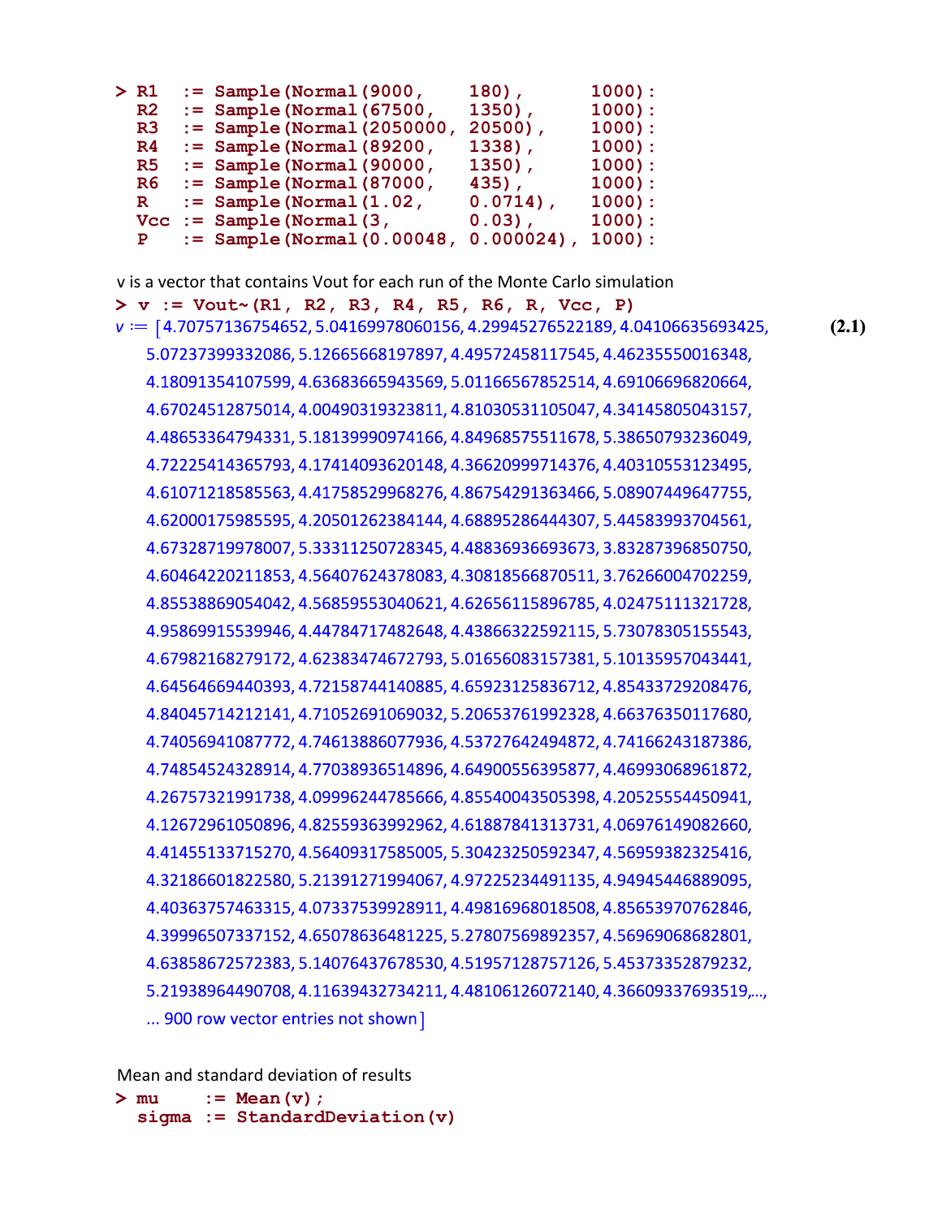```
> R1  := Sample(Normal(9000,    180),      1000):
  R2  := Sample(Normal(67500,   1350),     1000):
  R3  := Sample(Normal(2050000, 20500),    1000):
  R4  := Sample(Normal(89200,   1338),     1000):
  R5  := Sample(Normal(90000,   1350),     1000):
  R6  := Sample(Normal(87000,   435),      1000):
  R   := Sample(Normal(1.02,    0.0714),   1000):
  Vcc := Sample(Normal(3,       0.03),     1000):
  P   := Sample(Normal(0.00048, 0.000024), 1000):
```

v is a vector that contains Vout for each run of the Monte Carlo simulation

```
> v := Vout~(R1, R2, R3, R4, R5, R6, R, Vcc, P)
```

v := [4.70757136754652, 5.04169978060156, 4.29945276522189, 4.04106635693425, 5.07237399332086, 5.12665668197897, 4.49572458117545, 4.46235550016348, 4.18091354107599, 4.63683665943569, 5.01166567852514, 4.69106696820664, 4.67024512875014, 4.00490319323811, 4.81030531105047, 4.34145805043157, 4.48653364794331, 5.18139990974166, 4.84968575511678, 5.38650793236049, 4.72225414365793, 4.17414093620148, 4.36620999714376, 4.40310553123495, 4.61071218585563, 4.41758529968276, 4.86754291363466, 5.08907449647755, 4.62000175985595, 4.20501262384144, 4.68895286444307, 5.44583993704561, 4.67328719978007, 5.33311250728345, 4.48836936693673, 3.83287396850750, 4.60464220211853, 4.56407624378083, 4.30818566870511, 3.76266004702259, 4.85538869054042, 4.56859553040621, 4.62656115896785, 4.02475111321728, 4.95869915539946, 4.44784717482648, 4.43866322592115, 5.73078305155543, 4.67982168279172, 4.62383474672793, 5.01656083157381, 5.10135957043441, 4.64564669440393, 4.72158744140885, 4.65923125836712, 4.85433729208476, 4.84045714212141, 4.71052691069032, 5.20653761992328, 4.66376350117680, 4.74056941087772, 4.74613886077936, 4.53727642494872, 4.74166243187386, 4.74854524328914, 4.77038936514896, 4.64900556395877, 4.46993068961872, 4.26757321991738, 4.09996244785666, 4.85540043505398, 4.20525554450941, 4.12672961050896, 4.82559363992962, 4.61887841313731, 4.06976149082660, 4.41455133715270, 4.56409317585005, 5.30423250592347, 4.56959382325416, 4.32186601822580, 5.21391271994067, 4.97225234491135, 4.94945446889095, 4.40363757463315, 4.07337539928911, 4.49816968018508, 4.85653970762846, 4.39996507337152, 4.65078636481225, 5.27807569892357, 4.56969068682801, 4.63858672572383, 5.14076437678530, 4.51957128757126, 5.45373352879232, 5.21938964490708, 4.11639432734211, 4.48106126072140, 4.36609337693519,..., ... 900 row vector entries not shown] **(2.1)**

Mean and standard deviation of results

```
> mu    := Mean(v);
  sigma := StandardDeviation(v)
```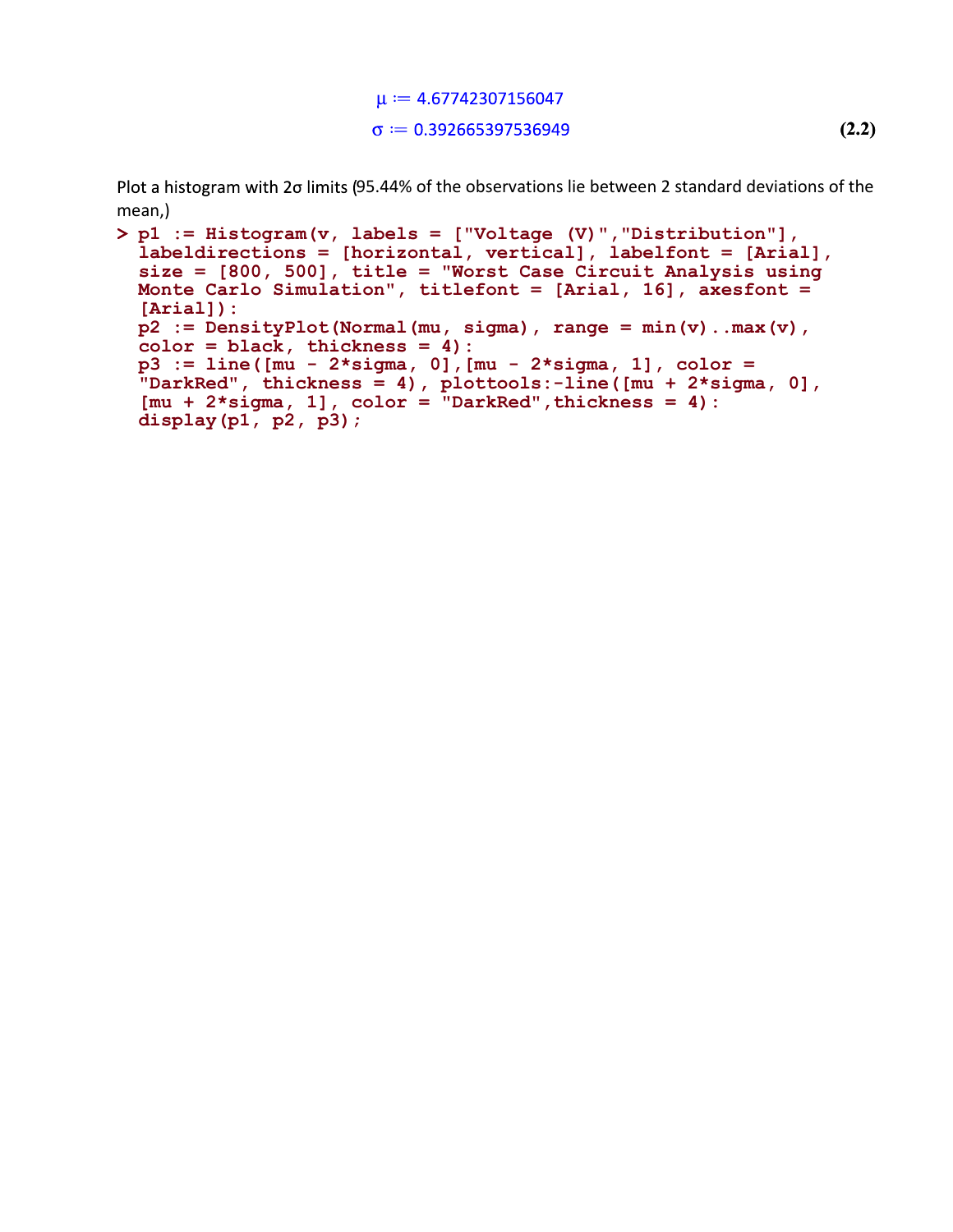$$\mu := 4.67742307156047$$

$$\sigma := 0.392665397536949 \quad \textbf{(2.2)}$$

Plot a histogram with 2σ limits (95.44% of the observations lie between 2 standard deviations of the mean,)

```
> p1 := Histogram(v, labels = ["Voltage (V)","Distribution"],
  labeldirections = [horizontal, vertical], labelfont = [Arial],
  size = [800, 500], title = "Worst Case Circuit Analysis using
  Monte Carlo Simulation", titlefont = [Arial, 16], axesfont =
  [Arial]):
  p2 := DensityPlot(Normal(mu, sigma), range = min(v)..max(v),
  color = black, thickness = 4):
  p3 := line([mu - 2*sigma, 0],[mu - 2*sigma, 1], color =
  "DarkRed", thickness = 4), plottools:-line([mu + 2*sigma, 0],
  [mu + 2*sigma, 1], color = "DarkRed",thickness = 4):
  display(p1, p2, p3);
```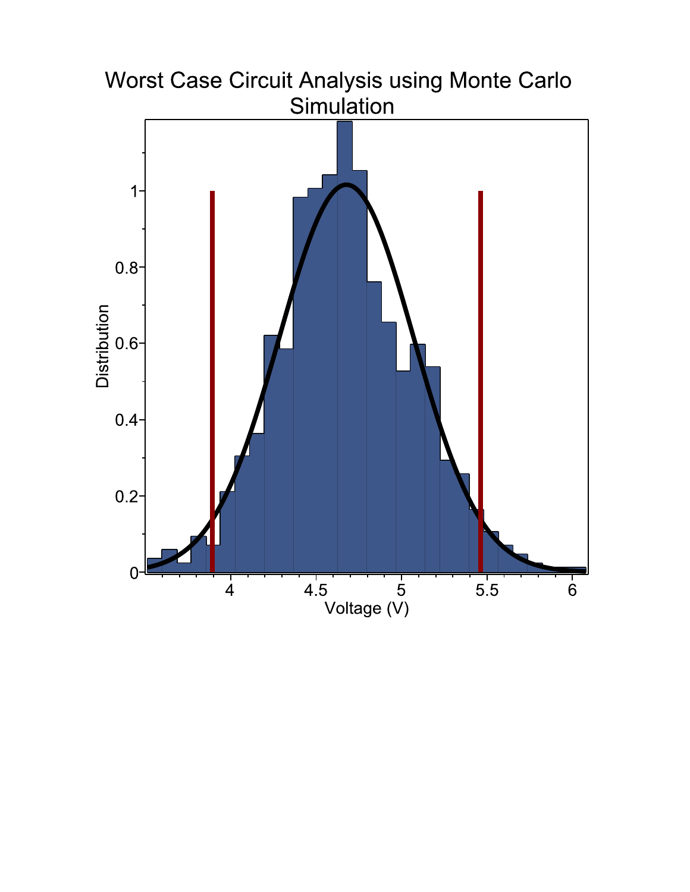Worst Case Circuit Analysis using Monte Carlo Simulation

Distribution

0
0.2
0.4
0.6
0.8
1

4
4.5
5
5.5
6

Voltage (V)